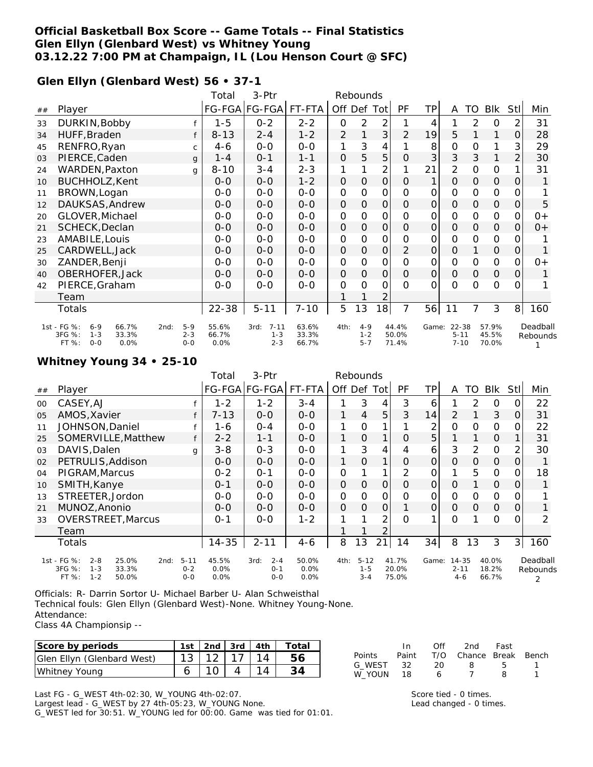# Official Basketball Box Score -- Game Totals -- Final Statistics
## Glen Ellyn (Glenbard West) vs Whitney Young
### 03.12.22 7:00 PM at Champaign, IL (Lou Henson Court @ SFC)

**Glen Ellyn (Glenbard West) 56 • 37-1**

| ## | Player | | Total FG-FGA | 3-Ptr FG-FGA | FT-FTA | Off | Def | Tot | PF | TP | A | TO | Blk | Stl | Min |
|---|---|---|---|---|---|---|---|---|---|---|---|---|---|---|---|
| 33 | DURKIN,Bobby | f | 1-5 | 0-2 | 2-2 | 0 | 2 | 2 | 1 | 4 | 1 | 2 | 0 | 2 | 31 |
| 34 | HUFF,Braden | f | 8-13 | 2-4 | 1-2 | 2 | 1 | 3 | 2 | 19 | 5 | 1 | 1 | 0 | 28 |
| 45 | RENFRO,Ryan | c | 4-6 | 0-0 | 0-0 | 1 | 3 | 4 | 1 | 8 | 0 | 0 | 1 | 3 | 29 |
| 03 | PIERCE,Caden | g | 1-4 | 0-1 | 1-1 | 0 | 5 | 5 | 0 | 3 | 3 | 3 | 1 | 2 | 30 |
| 24 | WARDEN,Paxton | g | 8-10 | 3-4 | 2-3 | 1 | 1 | 2 | 1 | 21 | 2 | 0 | 0 | 1 | 31 |
| 10 | BUCHHOLZ,Kent | | 0-0 | 0-0 | 1-2 | 0 | 0 | 0 | 0 | 1 | 0 | 0 | 0 | 0 | 1 |
| 11 | BROWN,Logan | | 0-0 | 0-0 | 0-0 | 0 | 0 | 0 | 0 | 0 | 0 | 0 | 0 | 0 | 1 |
| 12 | DAUKSAS,Andrew | | 0-0 | 0-0 | 0-0 | 0 | 0 | 0 | 0 | 0 | 0 | 0 | 0 | 0 | 5 |
| 20 | GLOVER,Michael | | 0-0 | 0-0 | 0-0 | 0 | 0 | 0 | 0 | 0 | 0 | 0 | 0 | 0 | 0+ |
| 21 | SCHECK,Declan | | 0-0 | 0-0 | 0-0 | 0 | 0 | 0 | 0 | 0 | 0 | 0 | 0 | 0 | 0+ |
| 23 | AMABILE,Louis | | 0-0 | 0-0 | 0-0 | 0 | 0 | 0 | 0 | 0 | 0 | 0 | 0 | 0 | 1 |
| 25 | CARDWELL,Jack | | 0-0 | 0-0 | 0-0 | 0 | 0 | 0 | 2 | 0 | 0 | 1 | 0 | 0 | 1 |
| 30 | ZANDER,Benji | | 0-0 | 0-0 | 0-0 | 0 | 0 | 0 | 0 | 0 | 0 | 0 | 0 | 0 | 0+ |
| 40 | OBERHOFER,Jack | | 0-0 | 0-0 | 0-0 | 0 | 0 | 0 | 0 | 0 | 0 | 0 | 0 | 0 | 1 |
| 42 | PIERCE,Graham | | 0-0 | 0-0 | 0-0 | 0 | 0 | 0 | 0 | 0 | 0 | 0 | 0 | 0 | 1 |
| | Team | | | | | 1 | 1 | 2 | | | | | | | |
| | Totals | | 22-38 | 5-11 | 7-10 | 5 | 13 | 18 | 7 | 56 | 11 | 7 | 3 | 8 | 160 |

| | | | | | | | | |
|---|---|---|---|---|---|---|---|---|
| 1st - FG %: 6-9 66.7% | 2nd: 5-9 55.6% | 3rd: 7-11 63.6% | 4th: 4-9 44.4% | Game: 22-38 57.9% | Deadball Rebounds |
| 3FG %: 1-3 33.3% | 2-3 66.7% | 1-3 33.3% | 1-2 50.0% | 5-11 45.5% | 1 |
| FT %: 0-0 0.0% | 0-0 0.0% | 2-3 66.7% | 5-7 71.4% | 7-10 70.0% | |

**Whitney Young 34 • 25-10**

| ## | Player | | Total FG-FGA | 3-Ptr FG-FGA | FT-FTA | Off | Def | Tot | PF | TP | A | TO | Blk | Stl | Min |
|---|---|---|---|---|---|---|---|---|---|---|---|---|---|---|---|
| 00 | CASEY,AJ | f | 1-2 | 1-2 | 3-4 | 1 | 3 | 4 | 3 | 6 | 1 | 2 | 0 | 0 | 22 |
| 05 | AMOS,Xavier | f | 7-13 | 0-0 | 0-0 | 1 | 4 | 5 | 3 | 14 | 2 | 1 | 3 | 0 | 31 |
| 11 | JOHNSON,Daniel | f | 1-6 | 0-4 | 0-0 | 1 | 0 | 1 | 1 | 2 | 0 | 0 | 0 | 0 | 22 |
| 25 | SOMERVILLE,Matthew | f | 2-2 | 1-1 | 0-0 | 1 | 0 | 1 | 0 | 5 | 1 | 1 | 0 | 1 | 31 |
| 03 | DAVIS,Dalen | g | 3-8 | 0-3 | 0-0 | 1 | 3 | 4 | 4 | 6 | 3 | 2 | 0 | 2 | 30 |
| 02 | PETRULIS,Addison | | 0-0 | 0-0 | 0-0 | 1 | 0 | 1 | 0 | 0 | 0 | 0 | 0 | 0 | 1 |
| 04 | PIGRAM,Marcus | | 0-2 | 0-1 | 0-0 | 0 | 1 | 1 | 2 | 0 | 1 | 5 | 0 | 0 | 18 |
| 10 | SMITH,Kanye | | 0-1 | 0-0 | 0-0 | 0 | 0 | 0 | 0 | 0 | 0 | 1 | 0 | 0 | 1 |
| 13 | STREETER,Jordon | | 0-0 | 0-0 | 0-0 | 0 | 0 | 0 | 0 | 0 | 0 | 0 | 0 | 0 | 1 |
| 21 | MUNOZ,Anonio | | 0-0 | 0-0 | 0-0 | 0 | 0 | 0 | 1 | 0 | 0 | 0 | 0 | 0 | 1 |
| 33 | OVERSTREET,Marcus | | 0-1 | 0-0 | 1-2 | 1 | 1 | 2 | 0 | 1 | 0 | 1 | 0 | 0 | 2 |
| | Team | | | | | 1 | 1 | 2 | | | | | | | |
| | Totals | | 14-35 | 2-11 | 4-6 | 8 | 13 | 21 | 14 | 34 | 8 | 13 | 3 | 3 | 160 |

| | | | | | |
|---|---|---|---|---|---|
| 1st - FG %: 2-8 25.0% | 2nd: 5-11 45.5% | 3rd: 2-4 50.0% | 4th: 5-12 41.7% | Game: 14-35 40.0% | Deadball Rebounds |
| 3FG %: 1-3 33.3% | 0-2 0.0% | 0-1 0.0% | 1-5 20.0% | 2-11 18.2% | 2 |
| FT %: 1-2 50.0% | 0-0 0.0% | 0-0 0.0% | 3-4 75.0% | 4-6 66.7% | |

Officials: R- Darrin Sortor U- Michael Barber U- Alan Schweisthal
Technical fouls: Glen Ellyn (Glenbard West)-None. Whitney Young-None.
Attendance:
Class 4A Championsip --

| Score by periods | 1st | 2nd | 3rd | 4th | Total |
|---|---|---|---|---|---|
| Glen Ellyn (Glenbard West) | 13 | 12 | 17 | 14 | 56 |
| Whitney Young | 6 | 10 | 4 | 14 | 34 |

| Points | In Paint | Off T/O | 2nd Chance | Fast Break | Bench |
|---|---|---|---|---|---|
| G_WEST | 32 | 20 | 8 | 5 | 1 |
| W_YOUN | 18 | 6 | 7 | 8 | 1 |

Last FG - G_WEST 4th-02:30, W_YOUNG 4th-02:07.
Largest lead - G_WEST by 27 4th-05:23, W_YOUNG None.
G_WEST led for 30:51. W_YOUNG led for 00:00. Game was tied for 01:01.

Score tied - 0 times.
Lead changed - 0 times.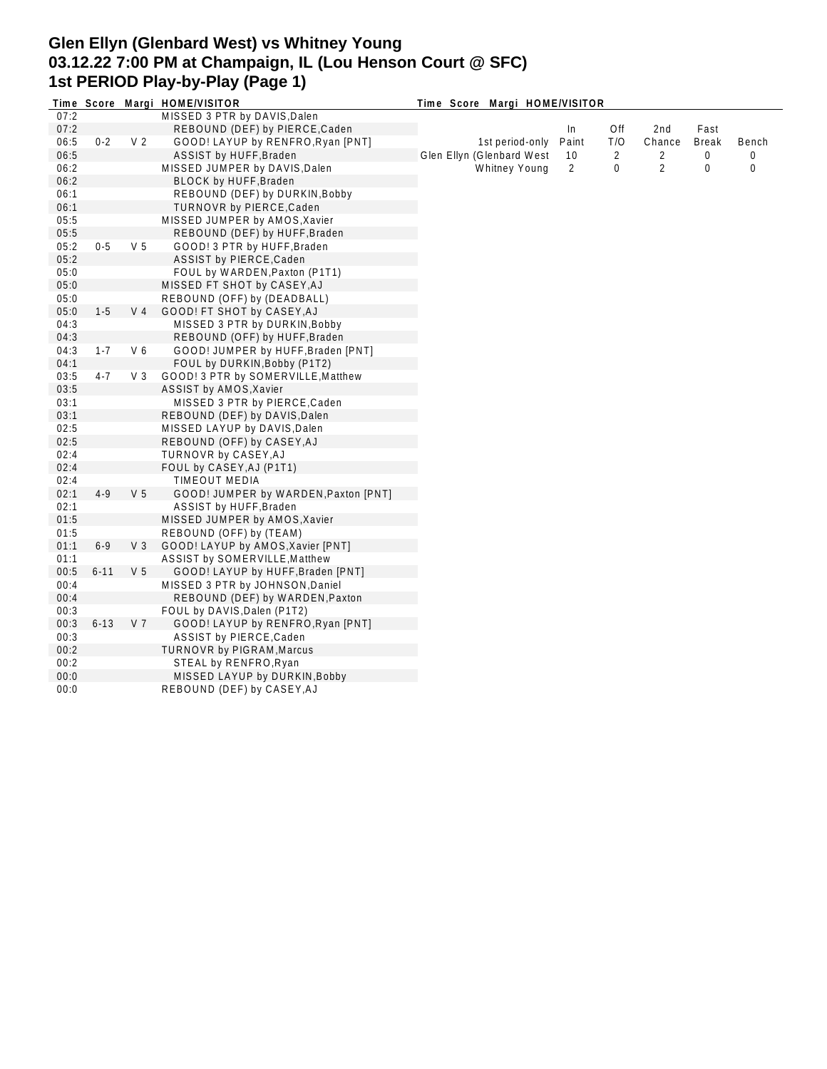# Glen Ellyn (Glenbard West) vs Whitney Young
# 03.12.22 7:00 PM at Champaign, IL (Lou Henson Court @ SFC)
# 1st PERIOD Play-by-Play (Page 1)

| Time | Score | Margi | HOME/VISITOR |
|---|---|---|---|
| 07:2 | | | MISSED 3 PTR by DAVIS,Dalen |
| 07:2 | | | REBOUND (DEF) by PIERCE,Caden |
| 06:5 | 0-2 | V 2 | GOOD! LAYUP by RENFRO,Ryan [PNT] |
| 06:5 | | | ASSIST by HUFF,Braden |
| 06:2 | | | MISSED JUMPER by DAVIS,Dalen |
| 06:2 | | | BLOCK by HUFF,Braden |
| 06:1 | | | REBOUND (DEF) by DURKIN,Bobby |
| 06:1 | | | TURNOVR by PIERCE,Caden |
| 05:5 | | | MISSED JUMPER by AMOS,Xavier |
| 05:5 | | | REBOUND (DEF) by HUFF,Braden |
| 05:2 | 0-5 | V 5 | GOOD! 3 PTR by HUFF,Braden |
| 05:2 | | | ASSIST by PIERCE,Caden |
| 05:0 | | | FOUL by WARDEN,Paxton (P1T1) |
| 05:0 | | | MISSED FT SHOT by CASEY,AJ |
| 05:0 | | | REBOUND (OFF) by (DEADBALL) |
| 05:0 | 1-5 | V 4 | GOOD! FT SHOT by CASEY,AJ |
| 04:3 | | | MISSED 3 PTR by DURKIN,Bobby |
| 04:3 | | | REBOUND (OFF) by HUFF,Braden |
| 04:3 | 1-7 | V 6 | GOOD! JUMPER by HUFF,Braden [PNT] |
| 04:1 | | | FOUL by DURKIN,Bobby (P1T2) |
| 03:5 | 4-7 | V 3 | GOOD! 3 PTR by SOMERVILLE,Matthew |
| 03:5 | | | ASSIST by AMOS,Xavier |
| 03:1 | | | MISSED 3 PTR by PIERCE,Caden |
| 03:1 | | | REBOUND (DEF) by DAVIS,Dalen |
| 02:5 | | | MISSED LAYUP by DAVIS,Dalen |
| 02:5 | | | REBOUND (OFF) by CASEY,AJ |
| 02:4 | | | TURNOVR by CASEY,AJ |
| 02:4 | | | FOUL by CASEY,AJ (P1T1) |
| 02:4 | | | TIMEOUT MEDIA |
| 02:1 | 4-9 | V 5 | GOOD! JUMPER by WARDEN,Paxton [PNT] |
| 02:1 | | | ASSIST by HUFF,Braden |
| 01:5 | | | MISSED JUMPER by AMOS,Xavier |
| 01:5 | | | REBOUND (OFF) by (TEAM) |
| 01:1 | 6-9 | V 3 | GOOD! LAYUP by AMOS,Xavier [PNT] |
| 01:1 | | | ASSIST by SOMERVILLE,Matthew |
| 00:5 | 6-11 | V 5 | GOOD! LAYUP by HUFF,Braden [PNT] |
| 00:4 | | | MISSED 3 PTR by JOHNSON,Daniel |
| 00:4 | | | REBOUND (DEF) by WARDEN,Paxton |
| 00:3 | | | FOUL by DAVIS,Dalen (P1T2) |
| 00:3 | 6-13 | V 7 | GOOD! LAYUP by RENFRO,Ryan [PNT] |
| 00:3 | | | ASSIST by PIERCE,Caden |
| 00:2 | | | TURNOVR by PIGRAM,Marcus |
| 00:2 | | | STEAL by RENFRO,Ryan |
| 00:0 | | | MISSED LAYUP by DURKIN,Bobby |
| 00:0 | | | REBOUND (DEF) by CASEY,AJ |

| 1st period-only | In Paint | Off T/O | 2nd Chance | Fast Break | Bench |
|---|---|---|---|---|---|
| Glen Ellyn (Glenbard West | 10 | 2 | 2 | 0 | 0 |
| Whitney Young | 2 | 0 | 2 | 0 | 0 |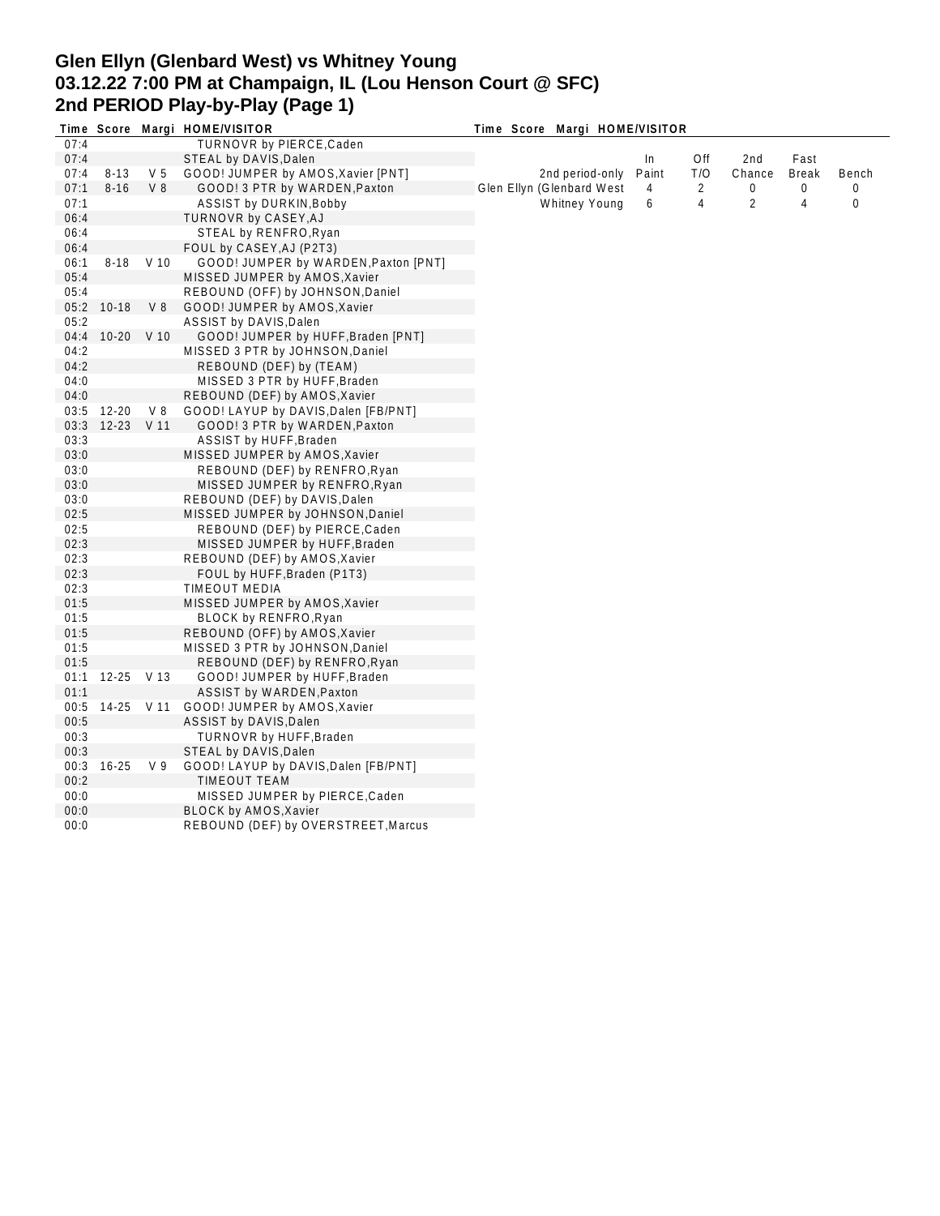# Glen Ellyn (Glenbard West) vs Whitney Young
# 03.12.22 7:00 PM at Champaign, IL (Lou Henson Court @ SFC)
# 2nd PERIOD Play-by-Play (Page 1)

| Time | Score | Margi | HOME/VISITOR |
|---|---|---|---|
| 07:4 | | | TURNOVR by PIERCE,Caden |
| 07:4 | | | STEAL by DAVIS,Dalen |
| 07:4 | 8-13 | V 5 | GOOD! JUMPER by AMOS,Xavier [PNT] |
| 07:1 | 8-16 | V 8 | GOOD! 3 PTR by WARDEN,Paxton |
| 07:1 | | | ASSIST by DURKIN,Bobby |
| 06:4 | | | TURNOVR by CASEY,AJ |
| 06:4 | | | STEAL by RENFRO,Ryan |
| 06:4 | | | FOUL by CASEY,AJ (P2T3) |
| 06:1 | 8-18 | V 10 | GOOD! JUMPER by WARDEN,Paxton [PNT] |
| 05:4 | | | MISSED JUMPER by AMOS,Xavier |
| 05:4 | | | REBOUND (OFF) by JOHNSON,Daniel |
| 05:2 | 10-18 | V 8 | GOOD! JUMPER by AMOS,Xavier |
| 05:2 | | | ASSIST by DAVIS,Dalen |
| 04:4 | 10-20 | V 10 | GOOD! JUMPER by HUFF,Braden [PNT] |
| 04:2 | | | MISSED 3 PTR by JOHNSON,Daniel |
| 04:2 | | | REBOUND (DEF) by (TEAM) |
| 04:0 | | | MISSED 3 PTR by HUFF,Braden |
| 04:0 | | | REBOUND (DEF) by AMOS,Xavier |
| 03:5 | 12-20 | V 8 | GOOD! LAYUP by DAVIS,Dalen [FB/PNT] |
| 03:3 | 12-23 | V 11 | GOOD! 3 PTR by WARDEN,Paxton |
| 03:3 | | | ASSIST by HUFF,Braden |
| 03:0 | | | MISSED JUMPER by AMOS,Xavier |
| 03:0 | | | REBOUND (DEF) by RENFRO,Ryan |
| 03:0 | | | MISSED JUMPER by RENFRO,Ryan |
| 03:0 | | | REBOUND (DEF) by DAVIS,Dalen |
| 02:5 | | | MISSED JUMPER by JOHNSON,Daniel |
| 02:5 | | | REBOUND (DEF) by PIERCE,Caden |
| 02:3 | | | MISSED JUMPER by HUFF,Braden |
| 02:3 | | | REBOUND (DEF) by AMOS,Xavier |
| 02:3 | | | FOUL by HUFF,Braden (P1T3) |
| 02:3 | | | TIMEOUT MEDIA |
| 01:5 | | | MISSED JUMPER by AMOS,Xavier |
| 01:5 | | | BLOCK by RENFRO,Ryan |
| 01:5 | | | REBOUND (OFF) by AMOS,Xavier |
| 01:5 | | | MISSED 3 PTR by JOHNSON,Daniel |
| 01:5 | | | REBOUND (DEF) by RENFRO,Ryan |
| 01:1 | 12-25 | V 13 | GOOD! JUMPER by HUFF,Braden |
| 01:1 | | | ASSIST by WARDEN,Paxton |
| 00:5 | 14-25 | V 11 | GOOD! JUMPER by AMOS,Xavier |
| 00:5 | | | ASSIST by DAVIS,Dalen |
| 00:3 | | | TURNOVR by HUFF,Braden |
| 00:3 | | | STEAL by DAVIS,Dalen |
| 00:3 | 16-25 | V 9 | GOOD! LAYUP by DAVIS,Dalen [FB/PNT] |
| 00:2 | | | TIMEOUT TEAM |
| 00:0 | | | MISSED JUMPER by PIERCE,Caden |
| 00:0 | | | BLOCK by AMOS,Xavier |
| 00:0 | | | REBOUND (DEF) by OVERSTREET,Marcus |

| 2nd period-only | In Paint | Off T/O | 2nd Chance | Fast Break | Bench |
|---|---|---|---|---|---|
| Glen Ellyn (Glenbard West | 4 | 2 | 0 | 0 | 0 |
| Whitney Young | 6 | 4 | 2 | 4 | 0 |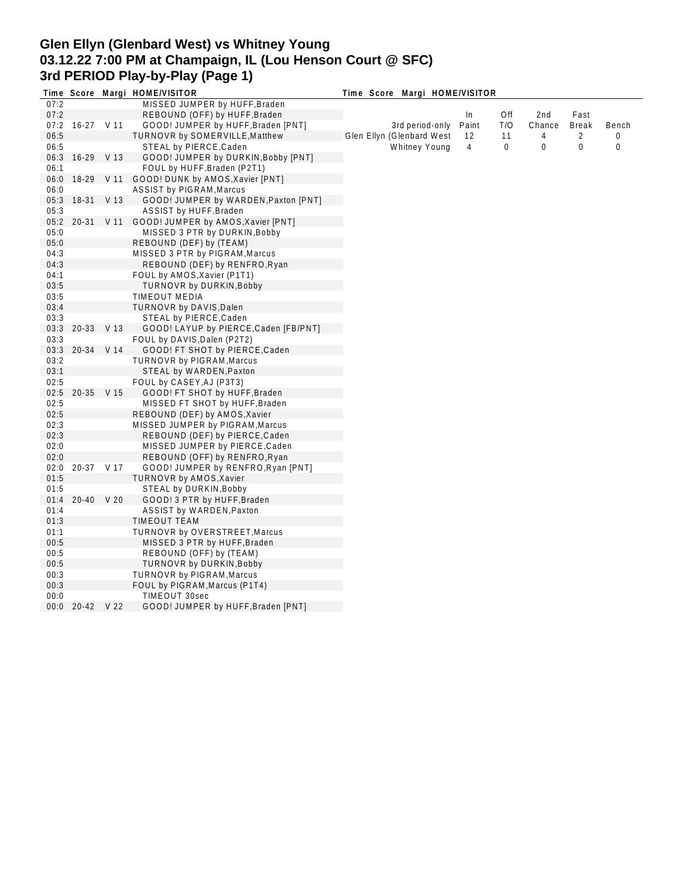# Glen Ellyn (Glenbard West) vs Whitney Young
## 03.12.22 7:00 PM at Champaign, IL (Lou Henson Court @ SFC)
## 3rd PERIOD Play-by-Play (Page 1)

| Time | Score | Margi | HOME/VISITOR |
|---|---|---|---|
| 07:2 | | | MISSED JUMPER by HUFF,Braden |
| 07:2 | | | REBOUND (OFF) by HUFF,Braden |
| 07:2 | 16-27 | V 11 | GOOD! JUMPER by HUFF,Braden [PNT] |
| 06:5 | | | TURNOVR by SOMERVILLE,Matthew |
| 06:5 | | | STEAL by PIERCE,Caden |
| 06:3 | 16-29 | V 13 | GOOD! JUMPER by DURKIN,Bobby [PNT] |
| 06:1 | | | FOUL by HUFF,Braden (P2T1) |
| 06:0 | 18-29 | V 11 | GOOD! DUNK by AMOS,Xavier [PNT] |
| 06:0 | | | ASSIST by PIGRAM,Marcus |
| 05:3 | 18-31 | V 13 | GOOD! JUMPER by WARDEN,Paxton [PNT] |
| 05:3 | | | ASSIST by HUFF,Braden |
| 05:2 | 20-31 | V 11 | GOOD! JUMPER by AMOS,Xavier [PNT] |
| 05:0 | | | MISSED 3 PTR by DURKIN,Bobby |
| 05:0 | | | REBOUND (DEF) by (TEAM) |
| 04:3 | | | MISSED 3 PTR by PIGRAM,Marcus |
| 04:3 | | | REBOUND (DEF) by RENFRO,Ryan |
| 04:1 | | | FOUL by AMOS,Xavier (P1T1) |
| 03:5 | | | TURNOVR by DURKIN,Bobby |
| 03:5 | | | TIMEOUT MEDIA |
| 03:4 | | | TURNOVR by DAVIS,Dalen |
| 03:3 | | | STEAL by PIERCE,Caden |
| 03:3 | 20-33 | V 13 | GOOD! LAYUP by PIERCE,Caden [FB/PNT] |
| 03:3 | | | FOUL by DAVIS,Dalen (P2T2) |
| 03:3 | 20-34 | V 14 | GOOD! FT SHOT by PIERCE,Caden |
| 03:2 | | | TURNOVR by PIGRAM,Marcus |
| 03:1 | | | STEAL by WARDEN,Paxton |
| 02:5 | | | FOUL by CASEY,AJ (P3T3) |
| 02:5 | 20-35 | V 15 | GOOD! FT SHOT by HUFF,Braden |
| 02:5 | | | MISSED FT SHOT by HUFF,Braden |
| 02:5 | | | REBOUND (DEF) by AMOS,Xavier |
| 02:3 | | | MISSED JUMPER by PIGRAM,Marcus |
| 02:3 | | | REBOUND (DEF) by PIERCE,Caden |
| 02:0 | | | MISSED JUMPER by PIERCE,Caden |
| 02:0 | | | REBOUND (OFF) by RENFRO,Ryan |
| 02:0 | 20-37 | V 17 | GOOD! JUMPER by RENFRO,Ryan [PNT] |
| 01:5 | | | TURNOVR by AMOS,Xavier |
| 01:5 | | | STEAL by DURKIN,Bobby |
| 01:4 | 20-40 | V 20 | GOOD! 3 PTR by HUFF,Braden |
| 01:4 | | | ASSIST by WARDEN,Paxton |
| 01:3 | | | TIMEOUT TEAM |
| 01:1 | | | TURNOVR by OVERSTREET,Marcus |
| 00:5 | | | MISSED 3 PTR by HUFF,Braden |
| 00:5 | | | REBOUND (OFF) by (TEAM) |
| 00:5 | | | TURNOVR by DURKIN,Bobby |
| 00:3 | | | TURNOVR by PIGRAM,Marcus |
| 00:3 | | | FOUL by PIGRAM,Marcus (P1T4) |
| 00:0 | | | TIMEOUT 30sec |
| 00:0 | 20-42 | V 22 | GOOD! JUMPER by HUFF,Braden [PNT] |

| 3rd period-only | In Paint | Off T/O | 2nd Chance | Fast Break | Bench |
|---|---|---|---|---|---|
| Glen Ellyn (Glenbard West | 12 | 11 | 4 | 2 | 0 |
| Whitney Young | 4 | 0 | 0 | 0 | 0 |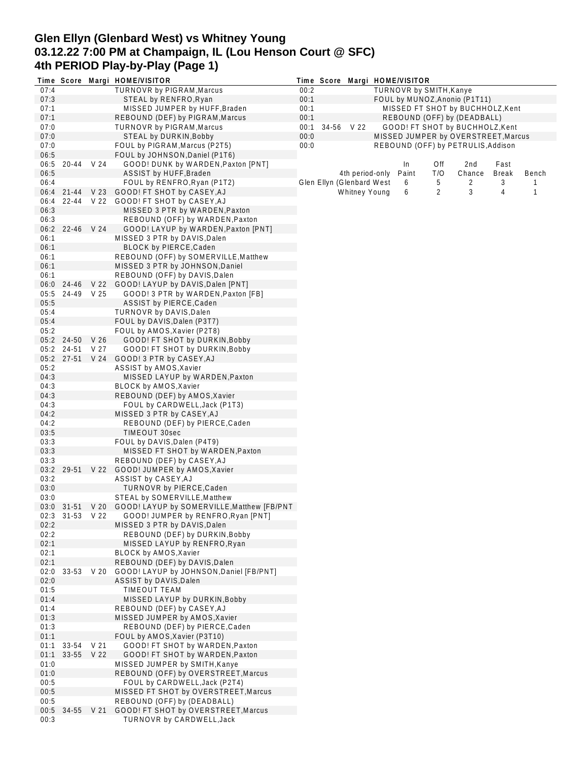# Glen Ellyn (Glenbard West) vs Whitney Young
## 03.12.22 7:00 PM at Champaign, IL (Lou Henson Court @ SFC)
## 4th PERIOD Play-by-Play (Page 1)

| Time | Score | Margi | HOME/VISITOR |
|---|---|---|---|
| 07:4 | | | TURNOVR by PIGRAM,Marcus |
| 07:3 | | | STEAL by RENFRO,Ryan |
| 07:1 | | | MISSED JUMPER by HUFF,Braden |
| 07:1 | | | REBOUND (DEF) by PIGRAM,Marcus |
| 07:0 | | | TURNOVR by PIGRAM,Marcus |
| 07:0 | | | STEAL by DURKIN,Bobby |
| 07:0 | | | FOUL by PIGRAM,Marcus (P2T5) |
| 06:5 | | | FOUL by JOHNSON,Daniel (P1T6) |
| 06:5 | 20-44 | V 24 | GOOD! DUNK by WARDEN,Paxton [PNT] |
| 06:5 | | | ASSIST by HUFF,Braden |
| 06:4 | | | FOUL by RENFRO,Ryan (P1T2) |
| 06:4 | 21-44 | V 23 | GOOD! FT SHOT by CASEY,AJ |
| 06:4 | 22-44 | V 22 | GOOD! FT SHOT by CASEY,AJ |
| 06:3 | | | MISSED 3 PTR by WARDEN,Paxton |
| 06:3 | | | REBOUND (OFF) by WARDEN,Paxton |
| 06:2 | 22-46 | V 24 | GOOD! LAYUP by WARDEN,Paxton [PNT] |
| 06:1 | | | MISSED 3 PTR by DAVIS,Dalen |
| 06:1 | | | BLOCK by PIERCE,Caden |
| 06:1 | | | REBOUND (OFF) by SOMERVILLE,Matthew |
| 06:1 | | | MISSED 3 PTR by JOHNSON,Daniel |
| 06:1 | | | REBOUND (OFF) by DAVIS,Dalen |
| 06:0 | 24-46 | V 22 | GOOD! LAYUP by DAVIS,Dalen [PNT] |
| 05:5 | 24-49 | V 25 | GOOD! 3 PTR by WARDEN,Paxton [FB] |
| 05:5 | | | ASSIST by PIERCE,Caden |
| 05:4 | | | TURNOVR by DAVIS,Dalen |
| 05:4 | | | FOUL by DAVIS,Dalen (P3T7) |
| 05:2 | | | FOUL by AMOS,Xavier (P2T8) |
| 05:2 | 24-50 | V 26 | GOOD! FT SHOT by DURKIN,Bobby |
| 05:2 | 24-51 | V 27 | GOOD! FT SHOT by DURKIN,Bobby |
| 05:2 | 27-51 | V 24 | GOOD! 3 PTR by CASEY,AJ |
| 05:2 | | | ASSIST by AMOS,Xavier |
| 04:3 | | | MISSED LAYUP by WARDEN,Paxton |
| 04:3 | | | BLOCK by AMOS,Xavier |
| 04:3 | | | REBOUND (DEF) by AMOS,Xavier |
| 04:3 | | | FOUL by CARDWELL,Jack (P1T3) |
| 04:2 | | | MISSED 3 PTR by CASEY,AJ |
| 04:2 | | | REBOUND (DEF) by PIERCE,Caden |
| 03:5 | | | TIMEOUT 30sec |
| 03:3 | | | FOUL by DAVIS,Dalen (P4T9) |
| 03:3 | | | MISSED FT SHOT by WARDEN,Paxton |
| 03:3 | | | REBOUND (DEF) by CASEY,AJ |
| 03:2 | 29-51 | V 22 | GOOD! JUMPER by AMOS,Xavier |
| 03:2 | | | ASSIST by CASEY,AJ |
| 03:0 | | | TURNOVR by PIERCE,Caden |
| 03:0 | | | STEAL by SOMERVILLE,Matthew |
| 03:0 | 31-51 | V 20 | GOOD! LAYUP by SOMERVILLE,Matthew [FB/PNT |
| 02:3 | 31-53 | V 22 | GOOD! JUMPER by RENFRO,Ryan [PNT] |
| 02:2 | | | MISSED 3 PTR by DAVIS,Dalen |
| 02:2 | | | REBOUND (DEF) by DURKIN,Bobby |
| 02:1 | | | MISSED LAYUP by RENFRO,Ryan |
| 02:1 | | | BLOCK by AMOS,Xavier |
| 02:1 | | | REBOUND (DEF) by DAVIS,Dalen |
| 02:0 | 33-53 | V 20 | GOOD! LAYUP by JOHNSON,Daniel [FB/PNT] |
| 02:0 | | | ASSIST by DAVIS,Dalen |
| 01:5 | | | TIMEOUT TEAM |
| 01:4 | | | MISSED LAYUP by DURKIN,Bobby |
| 01:4 | | | REBOUND (DEF) by CASEY,AJ |
| 01:3 | | | MISSED JUMPER by AMOS,Xavier |
| 01:3 | | | REBOUND (DEF) by PIERCE,Caden |
| 01:1 | | | FOUL by AMOS,Xavier (P3T10) |
| 01:1 | 33-54 | V 21 | GOOD! FT SHOT by WARDEN,Paxton |
| 01:1 | 33-55 | V 22 | GOOD! FT SHOT by WARDEN,Paxton |
| 01:0 | | | MISSED JUMPER by SMITH,Kanye |
| 01:0 | | | REBOUND (OFF) by OVERSTREET,Marcus |
| 00:5 | | | FOUL by CARDWELL,Jack (P2T4) |
| 00:5 | | | MISSED FT SHOT by OVERSTREET,Marcus |
| 00:5 | | | REBOUND (OFF) by (DEADBALL) |
| 00:5 | 34-55 | V 21 | GOOD! FT SHOT by OVERSTREET,Marcus |
| 00:3 | | | TURNOVR by CARDWELL,Jack |
| 00:2 | | | TURNOVR by SMITH,Kanye |
| 00:1 | | | FOUL by MUNOZ,Anonio (P1T11) |
| 00:1 | | | MISSED FT SHOT by BUCHHOLZ,Kent |
| 00:1 | | | REBOUND (OFF) by (DEADBALL) |
| 00:1 | 34-56 | V 22 | GOOD! FT SHOT by BUCHHOLZ,Kent |
| 00:0 | | | MISSED JUMPER by OVERSTREET,Marcus |
| 00:0 | | | REBOUND (OFF) by PETRULIS,Addison |

| 4th period-only | In Paint | Off T/O | 2nd Chance | Fast Break | Bench |
|---|---|---|---|---|---|
| Glen Ellyn (Glenbard West) | 6 | 5 | 2 | 3 | 1 |
| Whitney Young | 6 | 2 | 3 | 4 | 1 |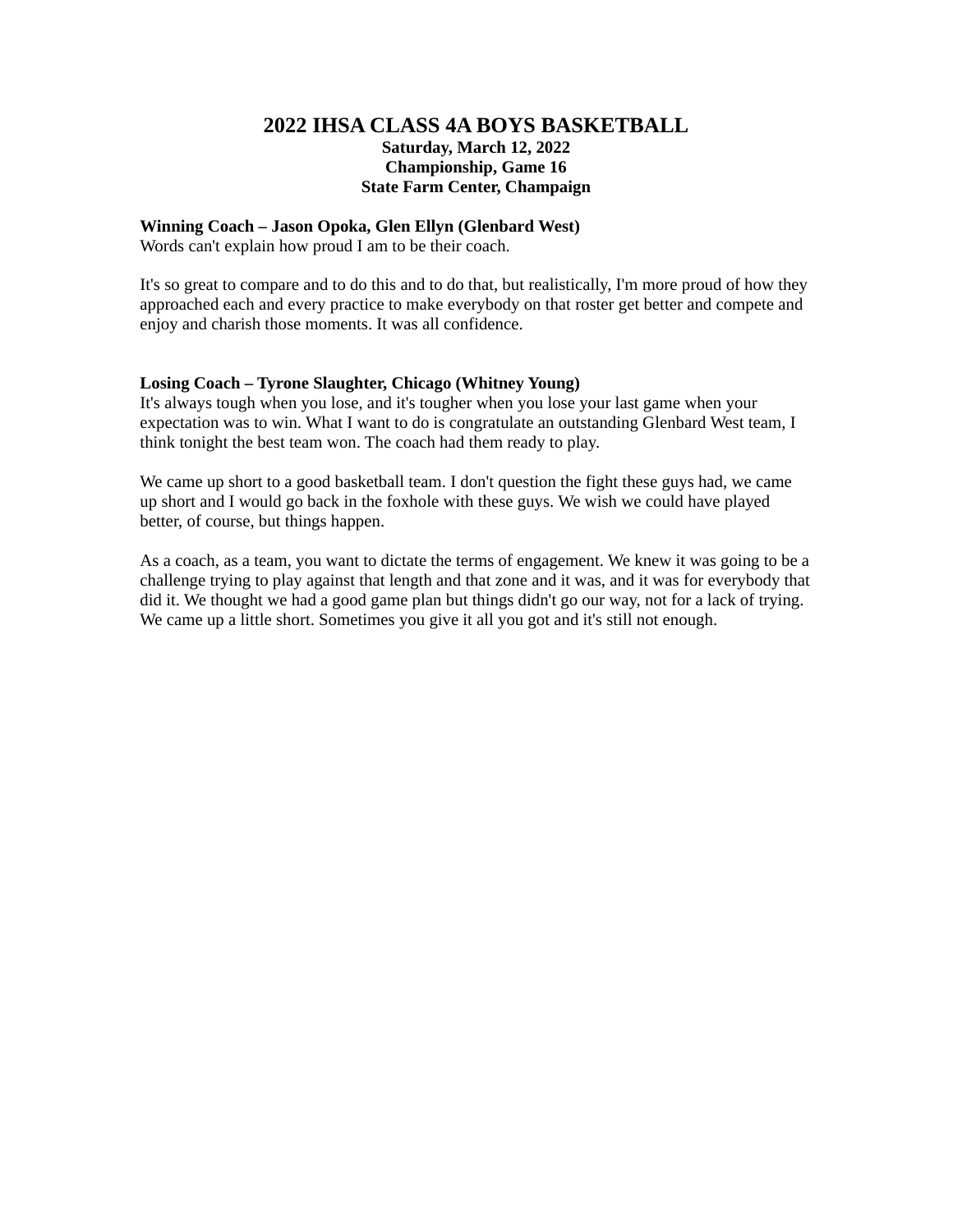# 2022 IHSA CLASS 4A BOYS BASKETBALL

**Saturday, March 12, 2022**
**Championship, Game 16**
**State Farm Center, Champaign**

**Winning Coach – Jason Opoka, Glen Ellyn (Glenbard West)**
Words can't explain how proud I am to be their coach.

It's so great to compare and to do this and to do that, but realistically, I'm more proud of how they approached each and every practice to make everybody on that roster get better and compete and enjoy and charish those moments. It was all confidence.

**Losing Coach – Tyrone Slaughter, Chicago (Whitney Young)**
It's always tough when you lose, and it's tougher when you lose your last game when your expectation was to win. What I want to do is congratulate an outstanding Glenbard West team, I think tonight the best team won. The coach had them ready to play.

We came up short to a good basketball team. I don't question the fight these guys had, we came up short and I would go back in the foxhole with these guys. We wish we could have played better, of course, but things happen.

As a coach, as a team, you want to dictate the terms of engagement. We knew it was going to be a challenge trying to play against that length and that zone and it was, and it was for everybody that did it. We thought we had a good game plan but things didn't go our way, not for a lack of trying. We came up a little short. Sometimes you give it all you got and it's still not enough.